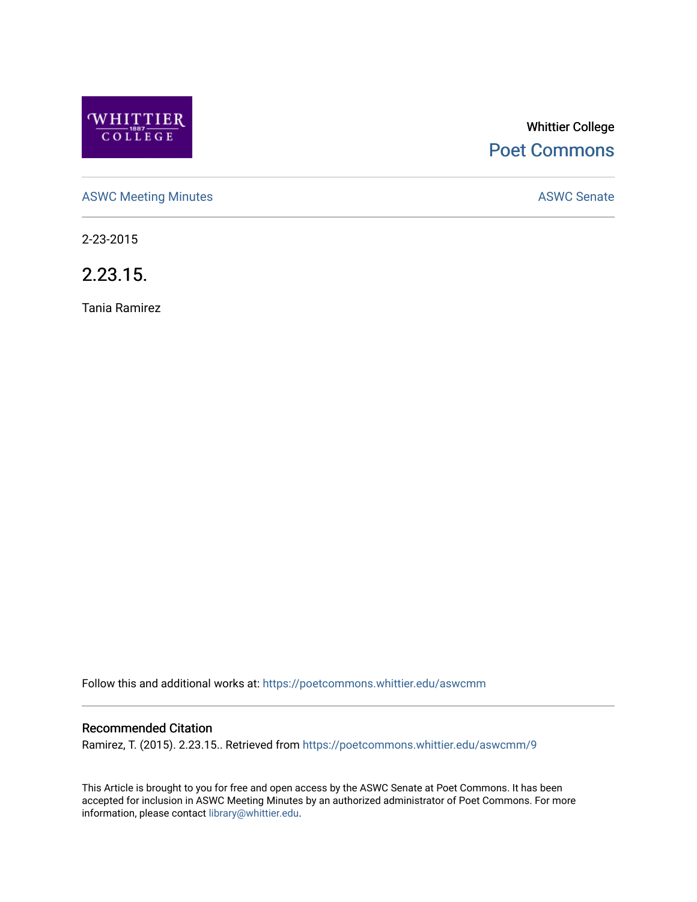Whittier College

Poet Commons

ASWC Meeting Minutes

ASWC Senate

2-23-2015

# 2.23.15.

Tania Ramirez

Follow this and additional works at: https://poetcommons.whittier.edu/aswcmm

## Recommended Citation

Ramirez, T. (2015). 2.23.15.. Retrieved from https://poetcommons.whittier.edu/aswcmm/9

This Article is brought to you for free and open access by the ASWC Senate at Poet Commons. It has been accepted for inclusion in ASWC Meeting Minutes by an authorized administrator of Poet Commons. For more information, please contact library@whittier.edu.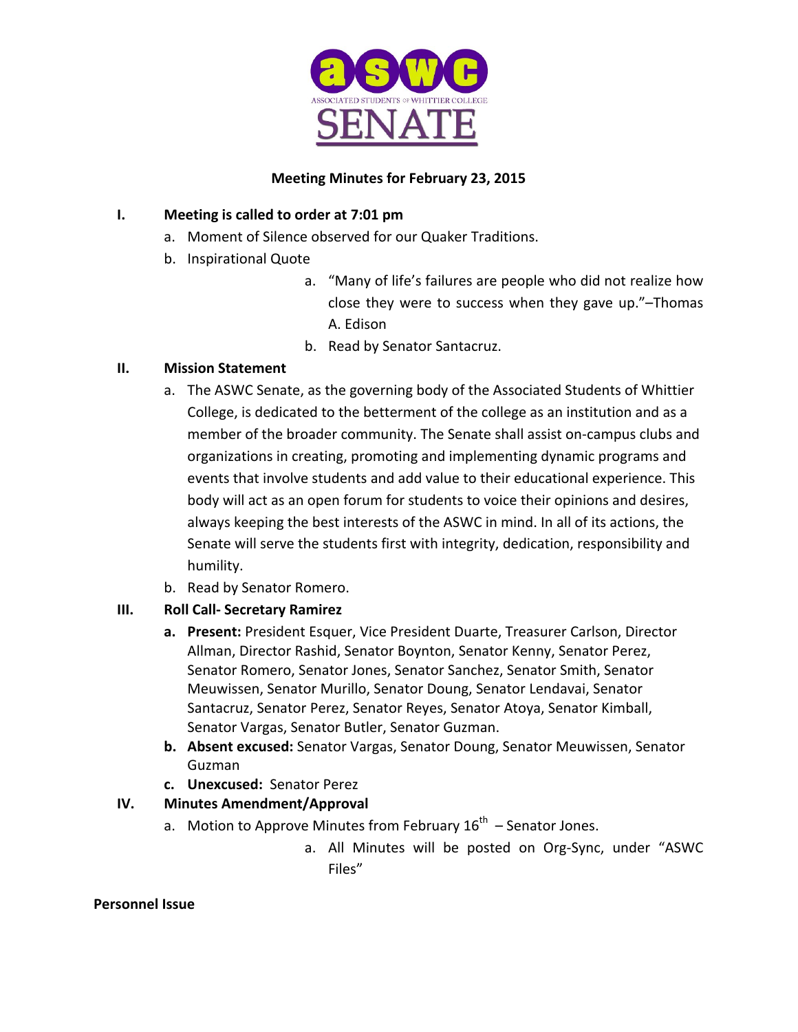# Meeting Minutes for February 23, 2015

I. **Meeting is called to order at 7:01 pm**
   a. Moment of Silence observed for our Quaker Traditions.
   b. Inspirational Quote
      a. "Many of life's failures are people who did not realize how close they were to success when they gave up."–Thomas A. Edison
      b. Read by Senator Santacruz.

II. **Mission Statement**
   a. The ASWC Senate, as the governing body of the Associated Students of Whittier College, is dedicated to the betterment of the college as an institution and as a member of the broader community. The Senate shall assist on-campus clubs and organizations in creating, promoting and implementing dynamic programs and events that involve students and add value to their educational experience. This body will act as an open forum for students to voice their opinions and desires, always keeping the best interests of the ASWC in mind. In all of its actions, the Senate will serve the students first with integrity, dedication, responsibility and humility.
   b. Read by Senator Romero.

III. **Roll Call- Secretary Ramirez**
   a. **Present:** President Esquer, Vice President Duarte, Treasurer Carlson, Director Allman, Director Rashid, Senator Boynton, Senator Kenny, Senator Perez, Senator Romero, Senator Jones, Senator Sanchez, Senator Smith, Senator Meuwissen, Senator Murillo, Senator Doung, Senator Lendavai, Senator Santacruz, Senator Perez, Senator Reyes, Senator Atoya, Senator Kimball, Senator Vargas, Senator Butler, Senator Guzman.
   b. **Absent excused:** Senator Vargas, Senator Doung, Senator Meuwissen, Senator Guzman
   c. **Unexcused:** Senator Perez

IV. **Minutes Amendment/Approval**
   a. Motion to Approve Minutes from February 16th – Senator Jones.
      a. All Minutes will be posted on Org-Sync, under "ASWC Files"

**Personnel Issue**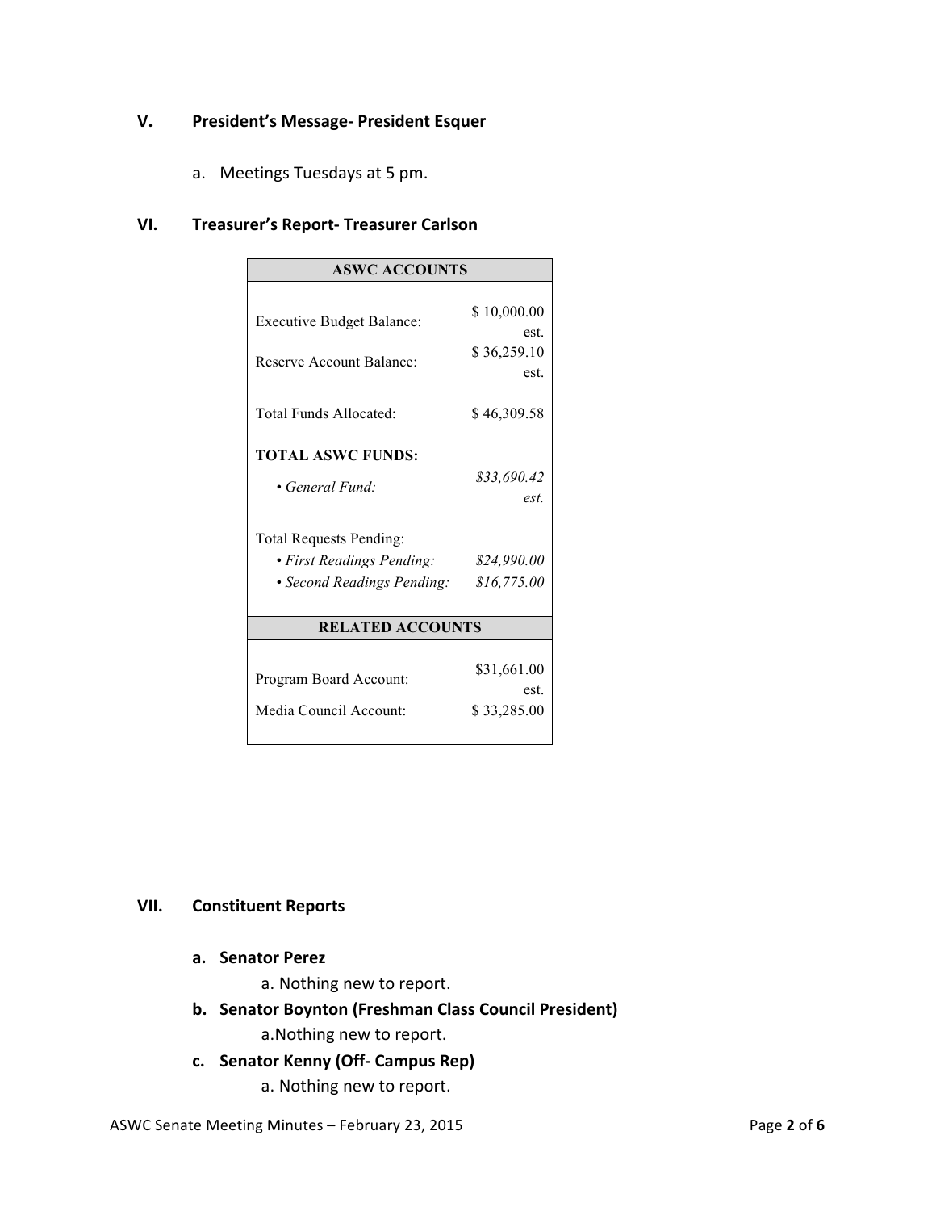## V. President's Message- President Esquer

a. Meetings Tuesdays at 5 pm.

## VI. Treasurer's Report- Treasurer Carlson

| ASWC ACCOUNTS | |
|---|---|
| Executive Budget Balance: | $ 10,000.00 est. |
| Reserve Account Balance: | $ 36,259.10 est. |
| Total Funds Allocated: | $ 46,309.58 |
| **TOTAL ASWC FUNDS:** | |
| • *General Fund:* | *$33,690.42 est.* |
| Total Requests Pending: | |
| • *First Readings Pending:* | *$24,990.00* |
| • *Second Readings Pending:* | *$16,775.00* |
| **RELATED ACCOUNTS** | |
| Program Board Account: | $31,661.00 est. |
| Media Council Account: | $ 33,285.00 |

## VII. Constituent Reports

**a. Senator Perez**

a. Nothing new to report.

**b. Senator Boynton (Freshman Class Council President)**

a. Nothing new to report.

**c. Senator Kenny (Off- Campus Rep)**

a. Nothing new to report.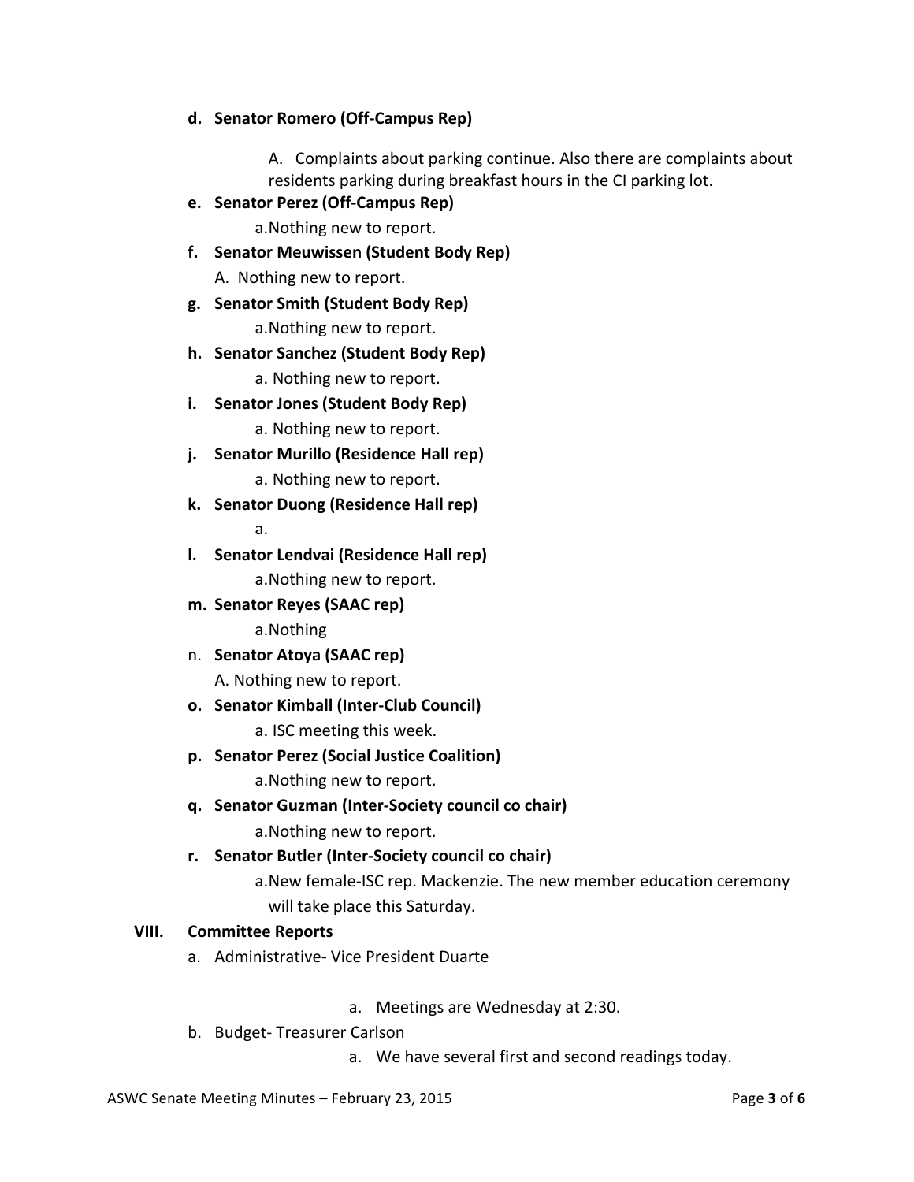- **d. Senator Romero (Off-Campus Rep)**
  - A. Complaints about parking continue. Also there are complaints about residents parking during breakfast hours in the CI parking lot.
- **e. Senator Perez (Off-Campus Rep)**
  - a. Nothing new to report.
- **f. Senator Meuwissen (Student Body Rep)**
  - A. Nothing new to report.
- **g. Senator Smith (Student Body Rep)**
  - a. Nothing new to report.
- **h. Senator Sanchez (Student Body Rep)**
  - a. Nothing new to report.
- **i. Senator Jones (Student Body Rep)**
  - a. Nothing new to report.
- **j. Senator Murillo (Residence Hall rep)**
  - a. Nothing new to report.
- **k. Senator Duong (Residence Hall rep)**
  - a.
- **l. Senator Lendvai (Residence Hall rep)**
  - a. Nothing new to report.
- **m. Senator Reyes (SAAC rep)**
  - a. Nothing
- n. **Senator Atoya (SAAC rep)**
  - A. Nothing new to report.
- **o. Senator Kimball (Inter-Club Council)**
  - a. ISC meeting this week.
- **p. Senator Perez (Social Justice Coalition)**
  - a. Nothing new to report.
- **q. Senator Guzman (Inter-Society council co chair)**
  - a. Nothing new to report.
- **r. Senator Butler (Inter-Society council co chair)**
  - a. New female-ISC rep. Mackenzie. The new member education ceremony will take place this Saturday.

**VIII. Committee Reports**

- a. Administrative- Vice President Duarte
  - a. Meetings are Wednesday at 2:30.
- b. Budget- Treasurer Carlson
  - a. We have several first and second readings today.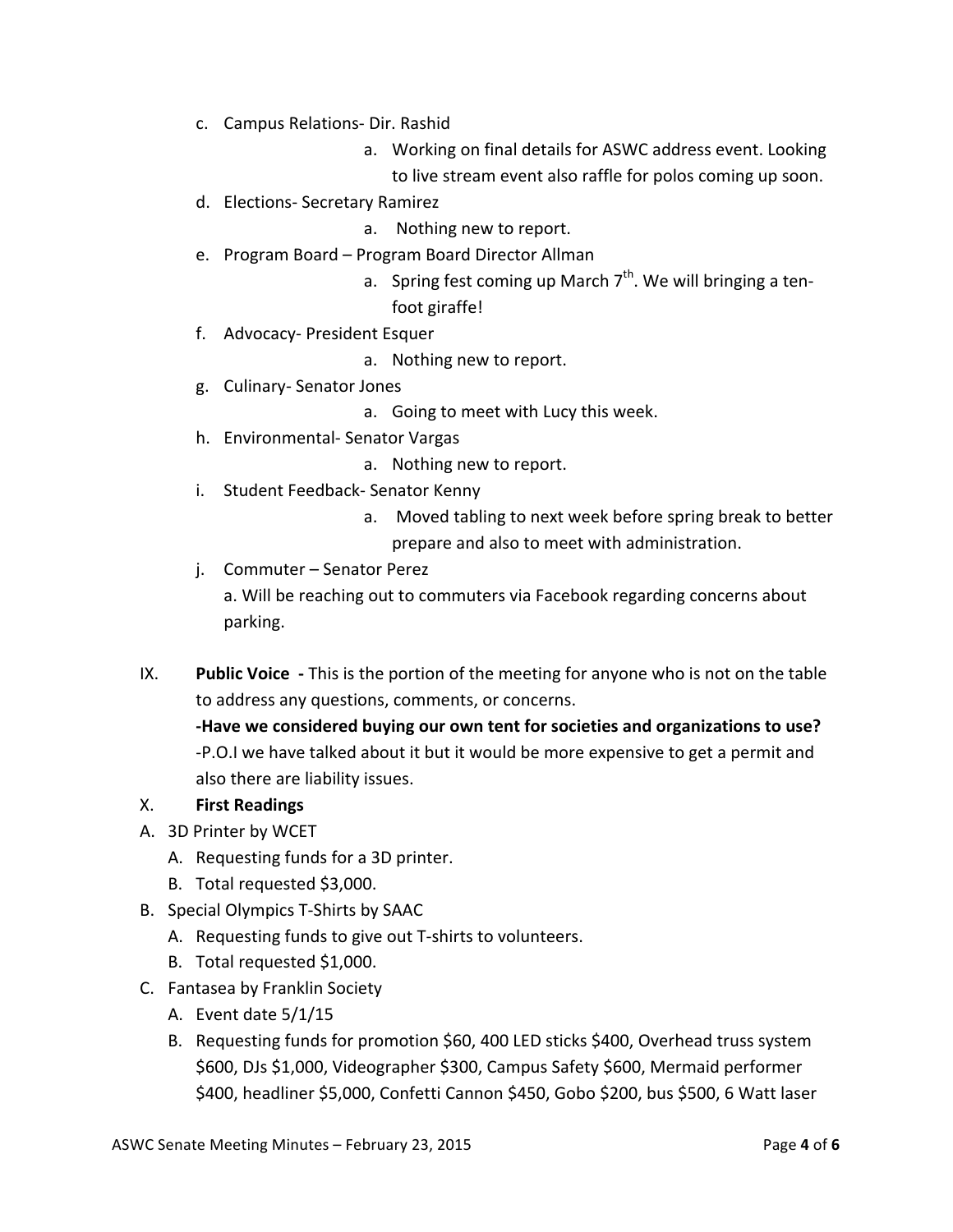c. Campus Relations- Dir. Rashid
   a. Working on final details for ASWC address event. Looking to live stream event also raffle for polos coming up soon.
d. Elections- Secretary Ramirez
   a. Nothing new to report.
e. Program Board – Program Board Director Allman
   a. Spring fest coming up March 7th. We will bringing a ten-foot giraffe!
f. Advocacy- President Esquer
   a. Nothing new to report.
g. Culinary- Senator Jones
   a. Going to meet with Lucy this week.
h. Environmental- Senator Vargas
   a. Nothing new to report.
i. Student Feedback- Senator Kenny
   a. Moved tabling to next week before spring break to better prepare and also to meet with administration.
j. Commuter – Senator Perez
   a. Will be reaching out to commuters via Facebook regarding concerns about parking.

IX. **Public Voice -** This is the portion of the meeting for anyone who is not on the table to address any questions, comments, or concerns.
**-Have we considered buying our own tent for societies and organizations to use?**
-P.O.I we have talked about it but it would be more expensive to get a permit and also there are liability issues.

X. **First Readings**

A. 3D Printer by WCET
   A. Requesting funds for a 3D printer.
   B. Total requested $3,000.

B. Special Olympics T-Shirts by SAAC
   A. Requesting funds to give out T-shirts to volunteers.
   B. Total requested $1,000.

C. Fantasea by Franklin Society
   A. Event date 5/1/15
   B. Requesting funds for promotion $60, 400 LED sticks $400, Overhead truss system $600, DJs $1,000, Videographer $300, Campus Safety $600, Mermaid performer $400, headliner $5,000, Confetti Cannon $450, Gobo $200, bus $500, 6 Watt laser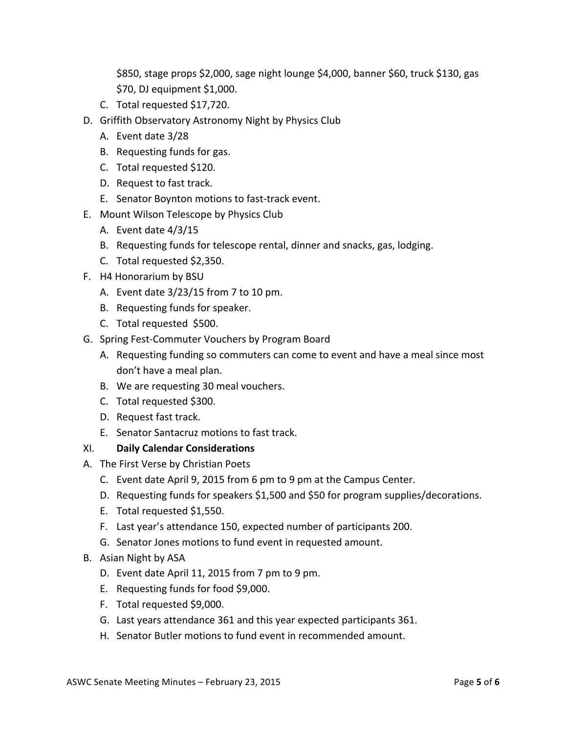$850, stage props $2,000, sage night lounge $4,000, banner $60, truck $130, gas $70, DJ equipment $1,000.

C. Total requested $17,720.

D. Griffith Observatory Astronomy Night by Physics Club
   A. Event date 3/28
   B. Requesting funds for gas.
   C. Total requested $120.
   D. Request to fast track.
   E. Senator Boynton motions to fast-track event.

E. Mount Wilson Telescope by Physics Club
   A. Event date 4/3/15
   B. Requesting funds for telescope rental, dinner and snacks, gas, lodging.
   C. Total requested $2,350.

F. H4 Honorarium by BSU
   A. Event date 3/23/15 from 7 to 10 pm.
   B. Requesting funds for speaker.
   C. Total requested $500.

G. Spring Fest-Commuter Vouchers by Program Board
   A. Requesting funding so commuters can come to event and have a meal since most don't have a meal plan.
   B. We are requesting 30 meal vouchers.
   C. Total requested $300.
   D. Request fast track.
   E. Senator Santacruz motions to fast track.

## XI. **Daily Calendar Considerations**

A. The First Verse by Christian Poets
   C. Event date April 9, 2015 from 6 pm to 9 pm at the Campus Center.
   D. Requesting funds for speakers $1,500 and $50 for program supplies/decorations.
   E. Total requested $1,550.
   F. Last year's attendance 150, expected number of participants 200.
   G. Senator Jones motions to fund event in requested amount.

B. Asian Night by ASA
   D. Event date April 11, 2015 from 7 pm to 9 pm.
   E. Requesting funds for food $9,000.
   F. Total requested $9,000.
   G. Last years attendance 361 and this year expected participants 361.
   H. Senator Butler motions to fund event in recommended amount.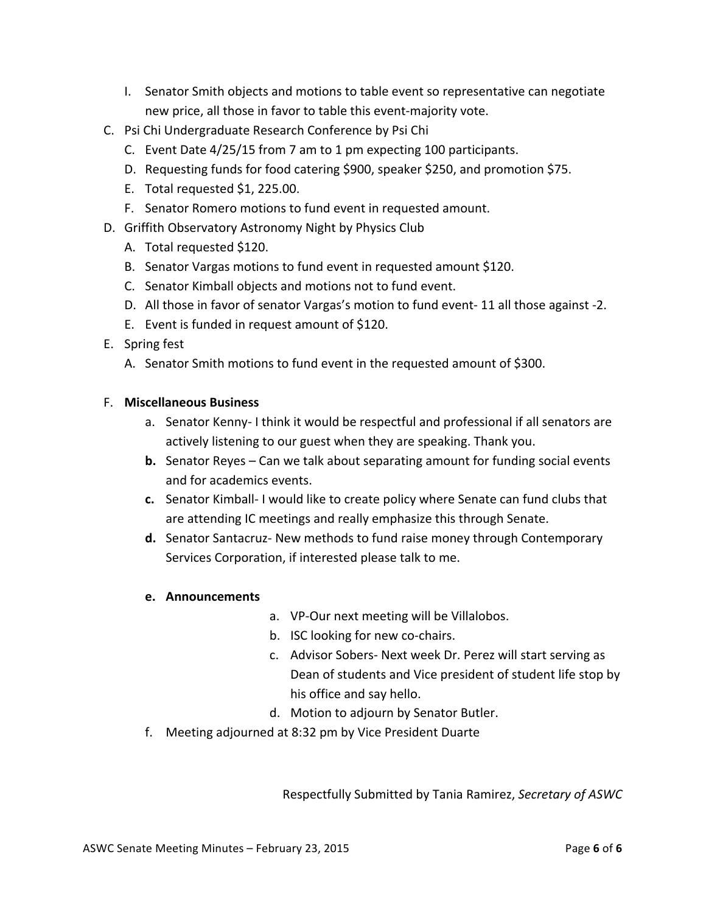I. Senator Smith objects and motions to table event so representative can negotiate new price, all those in favor to table this event-majority vote.

C. Psi Chi Undergraduate Research Conference by Psi Chi
   C. Event Date 4/25/15 from 7 am to 1 pm expecting 100 participants.
   D. Requesting funds for food catering $900, speaker $250, and promotion $75.
   E. Total requested $1, 225.00.
   F. Senator Romero motions to fund event in requested amount.

D. Griffith Observatory Astronomy Night by Physics Club
   A. Total requested $120.
   B. Senator Vargas motions to fund event in requested amount $120.
   C. Senator Kimball objects and motions not to fund event.
   D. All those in favor of senator Vargas's motion to fund event- 11 all those against -2.
   E. Event is funded in request amount of $120.

E. Spring fest
   A. Senator Smith motions to fund event in the requested amount of $300.

F. **Miscellaneous Business**
   a. Senator Kenny- I think it would be respectful and professional if all senators are actively listening to our guest when they are speaking. Thank you.
   **b.** Senator Reyes – Can we talk about separating amount for funding social events and for academics events.
   **c.** Senator Kimball- I would like to create policy where Senate can fund clubs that are attending IC meetings and really emphasize this through Senate.
   **d.** Senator Santacruz- New methods to fund raise money through Contemporary Services Corporation, if interested please talk to me.

   **e. Announcements**
      a. VP-Our next meeting will be Villalobos.
      b. ISC looking for new co-chairs.
      c. Advisor Sobers- Next week Dr. Perez will start serving as Dean of students and Vice president of student life stop by his office and say hello.
      d. Motion to adjourn by Senator Butler.

   f. Meeting adjourned at 8:32 pm by Vice President Duarte

Respectfully Submitted by Tania Ramirez, *Secretary of ASWC*